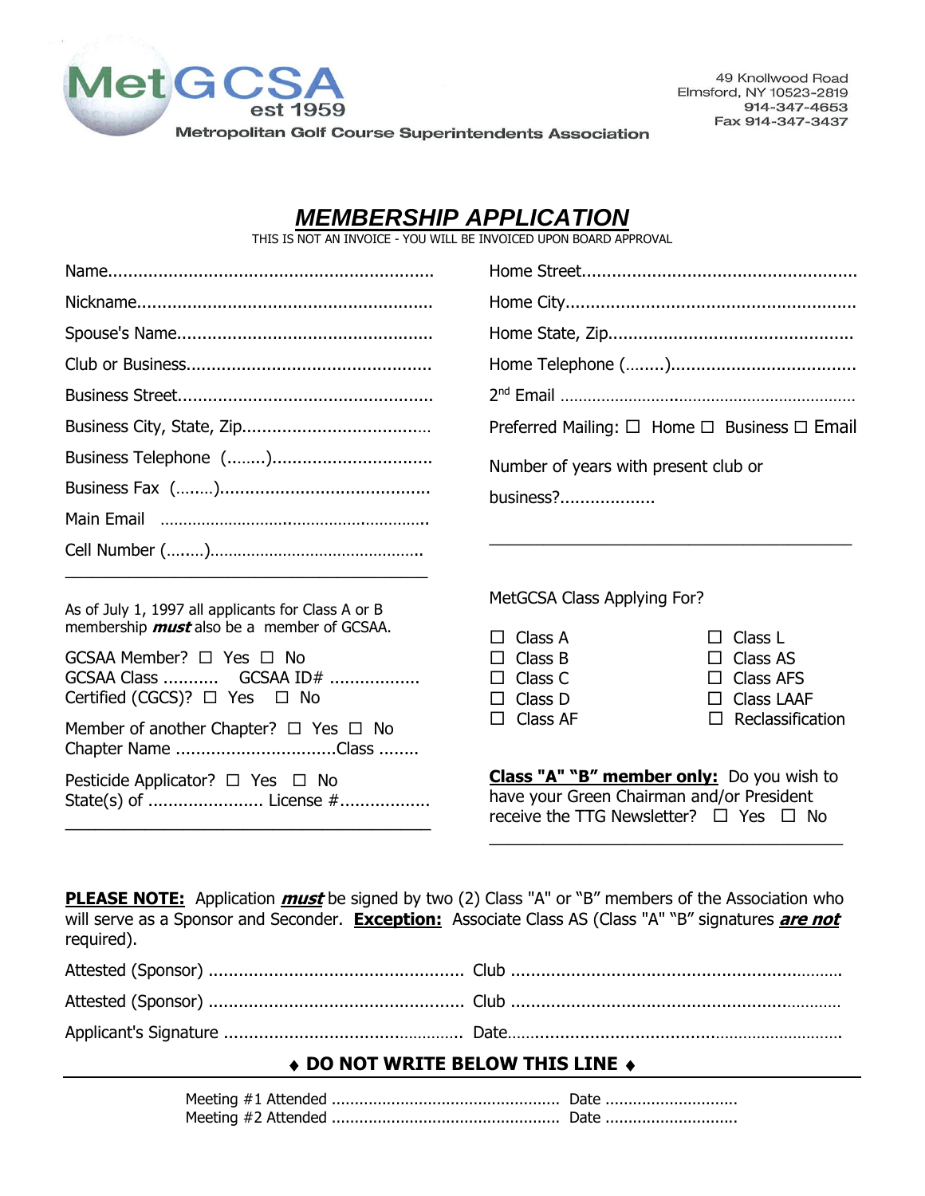MetGCSA est 1959

Metropolitan Golf Course Superintendents Association

49 Knollwood Road
Elmsford, NY 10523-2819
914-347-4653
Fax 914-347-3437

# ***MEMBERSHIP APPLICATION***

THIS IS NOT AN INVOICE - YOU WILL BE INVOICED UPON BOARD APPROVAL

Name.................................................................

Nickname..........................................................

Spouse's Name...................................................

Club or Business.................................................

Business Street...................................................

Business City, State, Zip......................................

Business Telephone (........)................................

Business Fax (........)..........................................

Main Email ..........................................................

Cell Number (........)..............................................

Home Street......................................................

Home City.........................................................

Home State, Zip.................................................

Home Telephone (........)....................................

2nd Email ..........................................................................

Preferred Mailing: ☐ Home ☐ Business ☐ Email

Number of years with present club or business?...................

As of July 1, 1997 all applicants for Class A or B membership ***must*** also be a member of GCSAA.

GCSAA Member? ☐ Yes ☐ No
GCSAA Class ........... GCSAA ID# ..................
Certified (CGCS)? ☐ Yes ☐ No

Member of another Chapter? ☐ Yes ☐ No
Chapter Name ................................Class ........

Pesticide Applicator? ☐ Yes ☐ No
State(s) of ....................... License #..................

MetGCSA Class Applying For?

☐ Class A
☐ Class B
☐ Class C
☐ Class D
☐ Class AF
☐ Class L
☐ Class AS
☐ Class AFS
☐ Class LAAF
☐ Reclassification

**Class "A" "B" member only:** Do you wish to have your Green Chairman and/or President receive the TTG Newsletter? ☐ Yes ☐ No

**PLEASE NOTE:** Application ***must*** be signed by two (2) Class "A" or "B" members of the Association who will serve as a Sponsor and Seconder. **Exception:** Associate Class AS (Class "A" "B" signatures ***are not*** required).

Attested (Sponsor) .................................................. Club ..................................................................

Attested (Sponsor) .................................................. Club ..................................................................

Applicant's Signature ................................................ Date......................................................................

**♦ DO NOT WRITE BELOW THIS LINE ♦**

Meeting #1 Attended ................................................. Date .............................
Meeting #2 Attended ................................................. Date .............................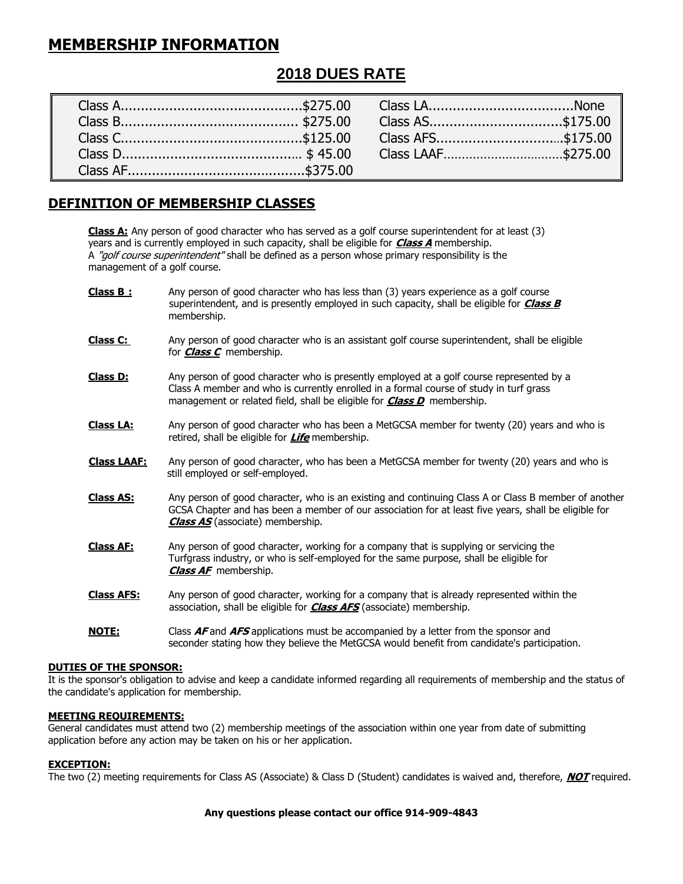# MEMBERSHIP INFORMATION

## 2018 DUES RATE

| | | | |
|---|---|---|---|
| Class A | $275.00 | Class LA | None |
| Class B | $275.00 | Class AS | $175.00 |
| Class C | $125.00 | Class AFS | $175.00 |
| Class D | $ 45.00 | Class LAAF | $275.00 |
| Class AF | $375.00 | | |

## DEFINITION OF MEMBERSHIP CLASSES

**Class A:** Any person of good character who has served as a golf course superintendent for at least (3) years and is currently employed in such capacity, shall be eligible for ***Class A*** membership. A *"golf course superintendent"* shall be defined as a person whose primary responsibility is the management of a golf course.

**Class B :** Any person of good character who has less than (3) years experience as a golf course superintendent, and is presently employed in such capacity, shall be eligible for ***Class B*** membership.

**Class C:** Any person of good character who is an assistant golf course superintendent, shall be eligible for ***Class C*** membership.

**Class D:** Any person of good character who is presently employed at a golf course represented by a Class A member and who is currently enrolled in a formal course of study in turf grass management or related field, shall be eligible for ***Class D*** membership.

**Class LA:** Any person of good character who has been a MetGCSA member for twenty (20) years and who is retired, shall be eligible for ***Life*** membership.

**Class LAAF:** Any person of good character, who has been a MetGCSA member for twenty (20) years and who is still employed or self-employed.

**Class AS:** Any person of good character, who is an existing and continuing Class A or Class B member of another GCSA Chapter and has been a member of our association for at least five years, shall be eligible for ***Class AS*** (associate) membership.

**Class AF:** Any person of good character, working for a company that is supplying or servicing the Turfgrass industry, or who is self-employed for the same purpose, shall be eligible for ***Class AF*** membership.

**Class AFS:** Any person of good character, working for a company that is already represented within the association, shall be eligible for ***Class AFS*** (associate) membership.

**NOTE:** Class ***AF*** and ***AFS*** applications must be accompanied by a letter from the sponsor and seconder stating how they believe the MetGCSA would benefit from candidate's participation.

**DUTIES OF THE SPONSOR:**
It is the sponsor's obligation to advise and keep a candidate informed regarding all requirements of membership and the status of the candidate's application for membership.

**MEETING REQUIREMENTS:**
General candidates must attend two (2) membership meetings of the association within one year from date of submitting application before any action may be taken on his or her application.

**EXCEPTION:**
The two (2) meeting requirements for Class AS (Associate) & Class D (Student) candidates is waived and, therefore, ***NOT*** required.

**Any questions please contact our office 914-909-4843**